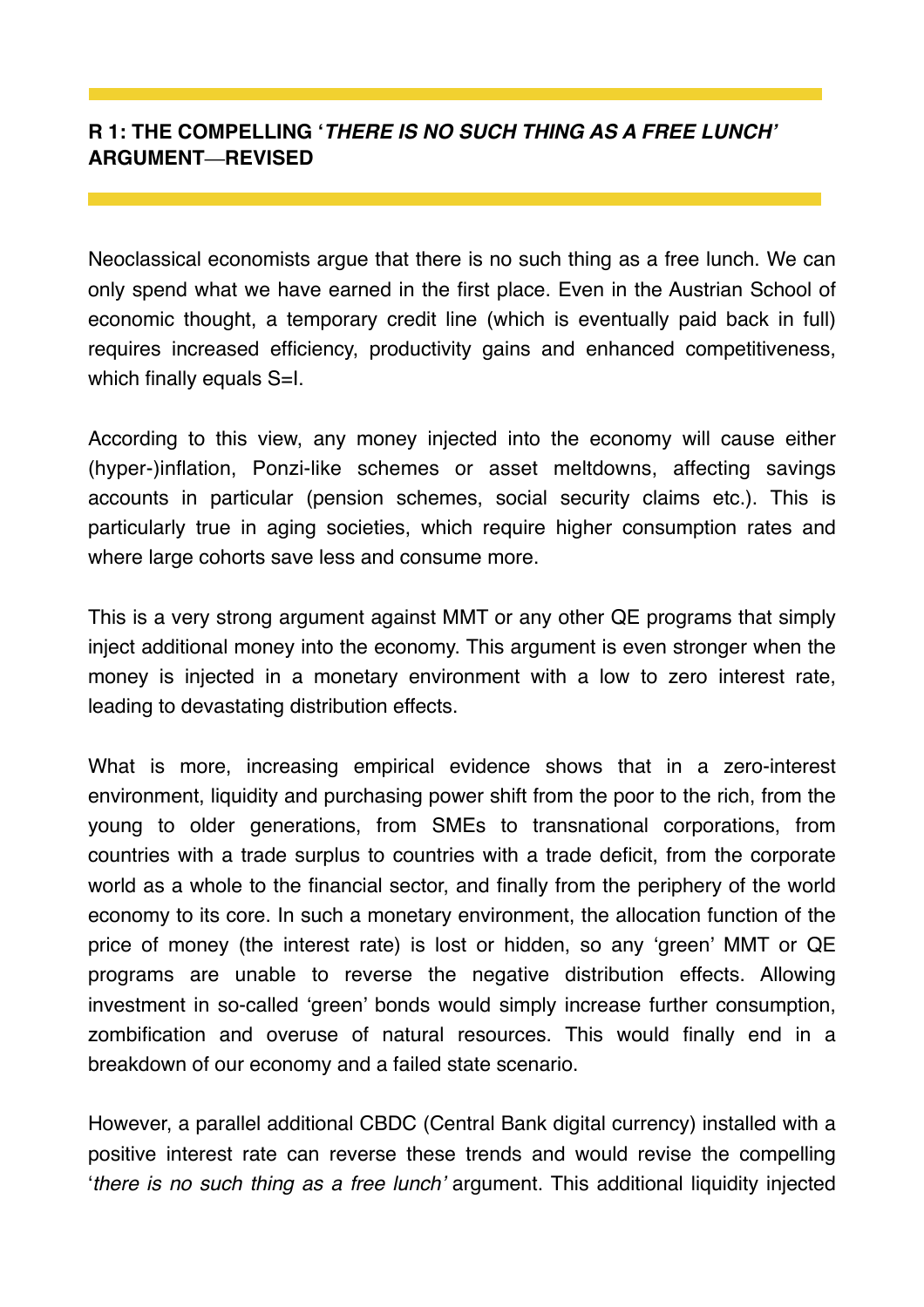## R 1: THE COMPELLING '*THERE IS NO SUCH THING AS A FREE LUNCH*' ARGUMENT—REVISED

Neoclassical economists argue that there is no such thing as a free lunch. We can only spend what we have earned in the first place. Even in the Austrian School of economic thought, a temporary credit line (which is eventually paid back in full) requires increased efficiency, productivity gains and enhanced competitiveness, which finally equals S=I.

According to this view, any money injected into the economy will cause either (hyper-)inflation, Ponzi-like schemes or asset meltdowns, affecting savings accounts in particular (pension schemes, social security claims etc.). This is particularly true in aging societies, which require higher consumption rates and where large cohorts save less and consume more.

This is a very strong argument against MMT or any other QE programs that simply inject additional money into the economy. This argument is even stronger when the money is injected in a monetary environment with a low to zero interest rate, leading to devastating distribution effects.

What is more, increasing empirical evidence shows that in a zero-interest environment, liquidity and purchasing power shift from the poor to the rich, from the young to older generations, from SMEs to transnational corporations, from countries with a trade surplus to countries with a trade deficit, from the corporate world as a whole to the financial sector, and finally from the periphery of the world economy to its core. In such a monetary environment, the allocation function of the price of money (the interest rate) is lost or hidden, so any 'green' MMT or QE programs are unable to reverse the negative distribution effects. Allowing investment in so-called 'green' bonds would simply increase further consumption, zombification and overuse of natural resources. This would finally end in a breakdown of our economy and a failed state scenario.

However, a parallel additional CBDC (Central Bank digital currency) installed with a positive interest rate can reverse these trends and would revise the compelling '*there is no such thing as a free lunch*' argument. This additional liquidity injected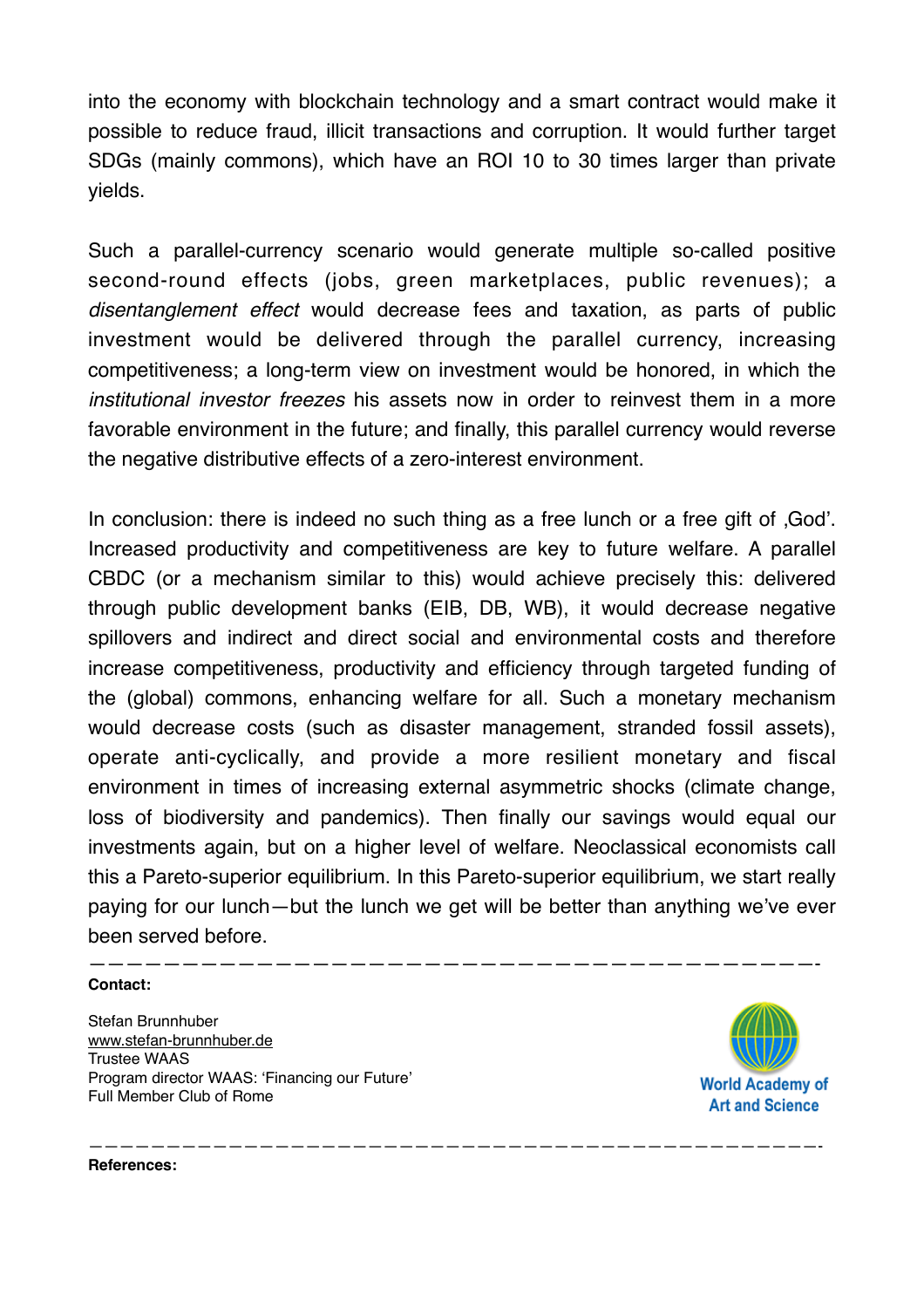into the economy with blockchain technology and a smart contract would make it possible to reduce fraud, illicit transactions and corruption. It would further target SDGs (mainly commons), which have an ROI 10 to 30 times larger than private yields.

Such a parallel-currency scenario would generate multiple so-called positive second-round effects (jobs, green marketplaces, public revenues); a *disentanglement effect* would decrease fees and taxation, as parts of public investment would be delivered through the parallel currency, increasing competitiveness; a long-term view on investment would be honored, in which the *institutional investor freezes* his assets now in order to reinvest them in a more favorable environment in the future; and finally, this parallel currency would reverse the negative distributive effects of a zero-interest environment.

In conclusion: there is indeed no such thing as a free lunch or a free gift of ‚God'. Increased productivity and competitiveness are key to future welfare. A parallel CBDC (or a mechanism similar to this) would achieve precisely this: delivered through public development banks (EIB, DB, WB), it would decrease negative spillovers and indirect and direct social and environmental costs and therefore increase competitiveness, productivity and efficiency through targeted funding of the (global) commons, enhancing welfare for all. Such a monetary mechanism would decrease costs (such as disaster management, stranded fossil assets), operate anti-cyclically, and provide a more resilient monetary and fiscal environment in times of increasing external asymmetric shocks (climate change, loss of biodiversity and pandemics). Then finally our savings would equal our investments again, but on a higher level of welfare. Neoclassical economists call this a Pareto-superior equilibrium. In this Pareto-superior equilibrium, we start really paying for our lunch—but the lunch we get will be better than anything we've ever been served before.

——————————————————————————————————————————-

**Contact:**

Stefan Brunnhuber
www.stefan-brunnhuber.de
Trustee WAAS
Program director WAAS: 'Financing our Future'
Full Member Club of Rome

World Academy of Art and Science

——————————————————————————————————————————-

**References:**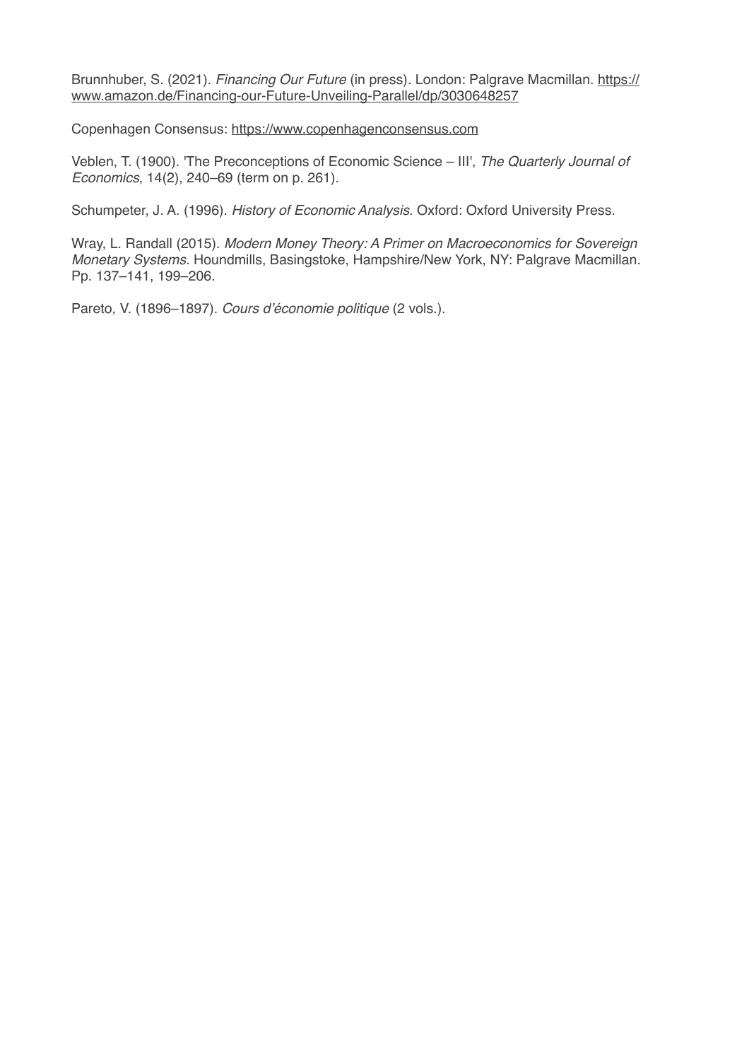Brunnhuber, S. (2021). *Financing Our Future* (in press). London: Palgrave Macmillan. https://www.amazon.de/Financing-our-Future-Unveiling-Parallel/dp/3030648257

Copenhagen Consensus: https://www.copenhagenconsensus.com

Veblen, T. (1900). 'The Preconceptions of Economic Science – III', *The Quarterly Journal of Economics*, 14(2), 240–69 (term on p. 261).

Schumpeter, J. A. (1996). *History of Economic Analysis.* Oxford: Oxford University Press.

Wray, L. Randall (2015). *Modern Money Theory: A Primer on Macroeconomics for Sovereign Monetary Systems*. Houndmills, Basingstoke, Hampshire/New York, NY: Palgrave Macmillan. Pp. 137–141, 199–206.

Pareto, V. (1896–1897). *Cours d'économie politique* (2 vols.).